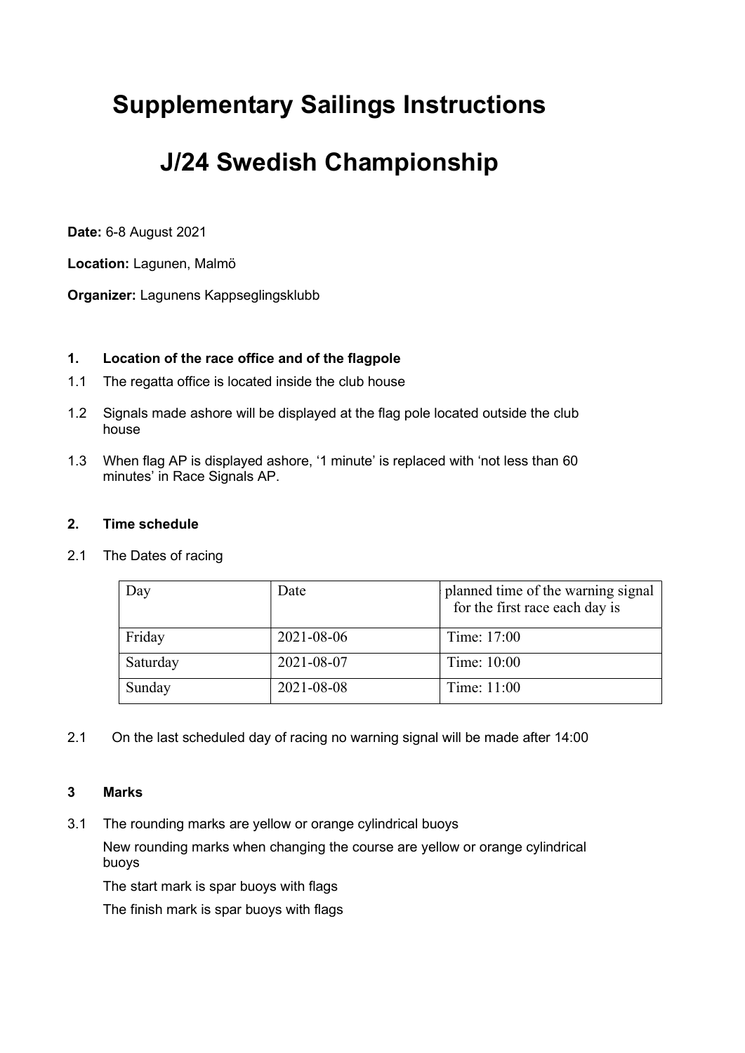# Supplementary Sailings Instructions

# J/24 Swedish Championship

**Date:** 6-8 August 2021

**Location:** Lagunen, Malmö

**Organizer:** Lagunens Kappseglingsklubb

### 1. Location of the race office and of the flagpole

1.1 The regatta office is located inside the club house

1.2 Signals made ashore will be displayed at the flag pole located outside the club house

1.3 When flag AP is displayed ashore, '1 minute' is replaced with 'not less than 60 minutes' in Race Signals AP.

### 2. Time schedule

2.1 The Dates of racing

| Day | Date | planned time of the warning signal for the first race each day is |
|---|---|---|
| Friday | 2021-08-06 | Time: 17:00 |
| Saturday | 2021-08-07 | Time: 10:00 |
| Sunday | 2021-08-08 | Time: 11:00 |

2.1 On the last scheduled day of racing no warning signal will be made after 14:00

### 3 Marks

3.1 The rounding marks are yellow or orange cylindrical buoys

New rounding marks when changing the course are yellow or orange cylindrical buoys

The start mark is spar buoys with flags

The finish mark is spar buoys with flags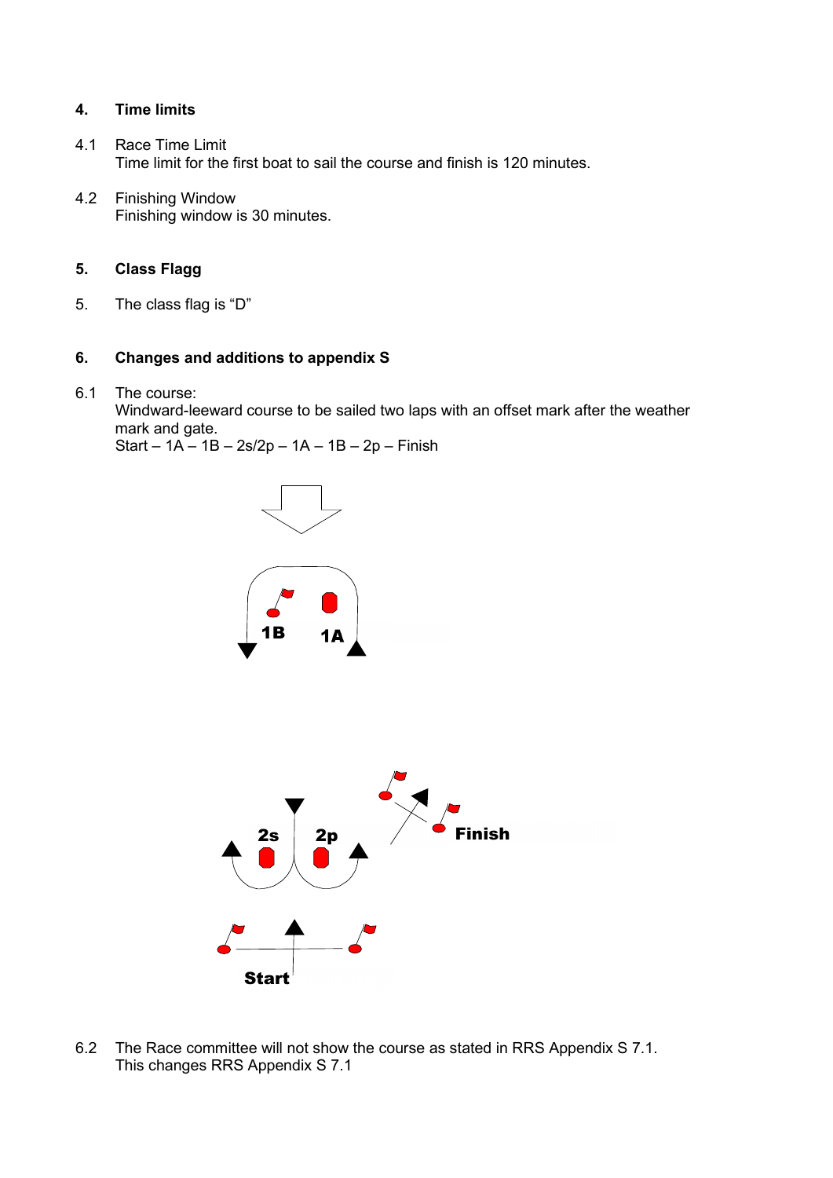## 4. Time limits

4.1 Race Time Limit
Time limit for the first boat to sail the course and finish is 120 minutes.

4.2 Finishing Window
Finishing window is 30 minutes.

## 5. Class Flagg

5. The class flag is “D”

## 6. Changes and additions to appendix S

6.1 The course:
Windward-leeward course to be sailed two laps with an offset mark after the weather mark and gate.
Start – 1A – 1B – 2s/2p – 1A – 1B – 2p – Finish

1B 1A

2s 2p Finish

Start

6.2 The Race committee will not show the course as stated in RRS Appendix S 7.1.
This changes RRS Appendix S 7.1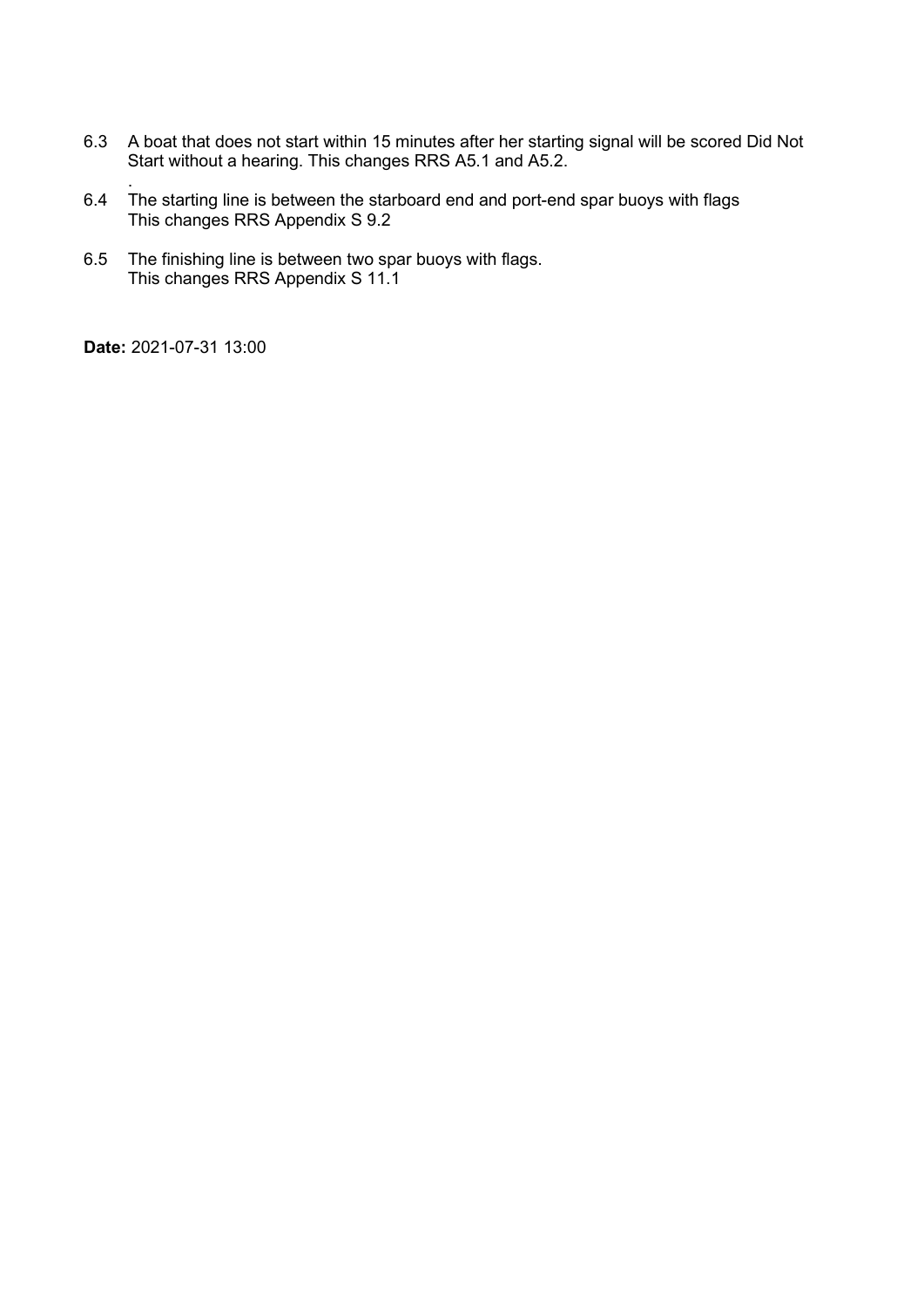6.3 A boat that does not start within 15 minutes after her starting signal will be scored Did Not Start without a hearing. This changes RRS A5.1 and A5.2.

.

6.4 The starting line is between the starboard end and port-end spar buoys with flags
This changes RRS Appendix S 9.2

6.5 The finishing line is between two spar buoys with flags.
This changes RRS Appendix S 11.1

**Date:** 2021-07-31 13:00